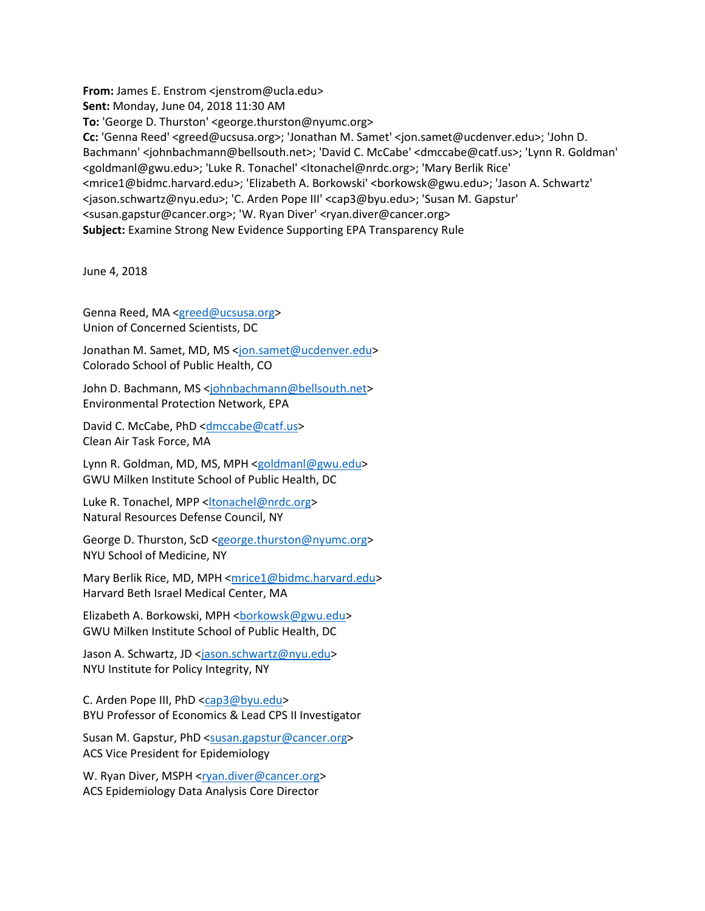**From:** James E. Enstrom <jenstrom@ucla.edu>
**Sent:** Monday, June 04, 2018 11:30 AM
**To:** 'George D. Thurston' <george.thurston@nyumc.org>
**Cc:** 'Genna Reed' <greed@ucsusa.org>; 'Jonathan M. Samet' <jon.samet@ucdenver.edu>; 'John D. Bachmann' <johnbachmann@bellsouth.net>; 'David C. McCabe' <dmccabe@catf.us>; 'Lynn R. Goldman' <goldmanl@gwu.edu>; 'Luke R. Tonachel' <ltonachel@nrdc.org>; 'Mary Berlik Rice' <mrice1@bidmc.harvard.edu>; 'Elizabeth A. Borkowski' <borkowsk@gwu.edu>; 'Jason A. Schwartz' <jason.schwartz@nyu.edu>; 'C. Arden Pope III' <cap3@byu.edu>; 'Susan M. Gapstur' <susan.gapstur@cancer.org>; 'W. Ryan Diver' <ryan.diver@cancer.org>
**Subject:** Examine Strong New Evidence Supporting EPA Transparency Rule

June 4, 2018

Genna Reed, MA <greed@ucsusa.org>
Union of Concerned Scientists, DC

Jonathan M. Samet, MD, MS <jon.samet@ucdenver.edu>
Colorado School of Public Health, CO

John D. Bachmann, MS <johnbachmann@bellsouth.net>
Environmental Protection Network, EPA

David C. McCabe, PhD <dmccabe@catf.us>
Clean Air Task Force, MA

Lynn R. Goldman, MD, MS, MPH <goldmanl@gwu.edu>
GWU Milken Institute School of Public Health, DC

Luke R. Tonachel, MPP <ltonachel@nrdc.org>
Natural Resources Defense Council, NY

George D. Thurston, ScD <george.thurston@nyumc.org>
NYU School of Medicine, NY

Mary Berlik Rice, MD, MPH <mrice1@bidmc.harvard.edu>
Harvard Beth Israel Medical Center, MA

Elizabeth A. Borkowski, MPH <borkowsk@gwu.edu>
GWU Milken Institute School of Public Health, DC

Jason A. Schwartz, JD <jason.schwartz@nyu.edu>
NYU Institute for Policy Integrity, NY

C. Arden Pope III, PhD <cap3@byu.edu>
BYU Professor of Economics & Lead CPS II Investigator

Susan M. Gapstur, PhD <susan.gapstur@cancer.org>
ACS Vice President for Epidemiology

W. Ryan Diver, MSPH <ryan.diver@cancer.org>
ACS Epidemiology Data Analysis Core Director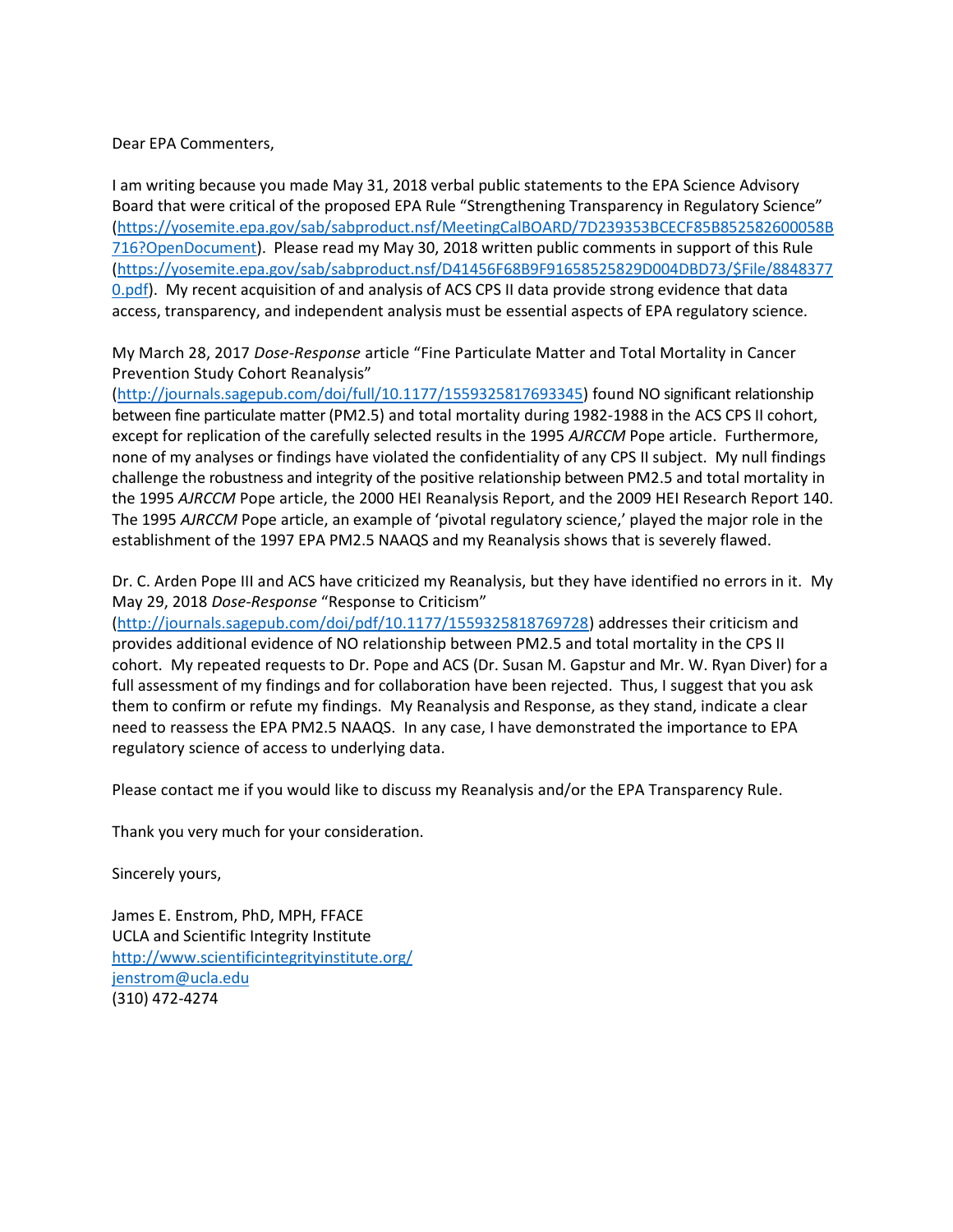Dear EPA Commenters,

I am writing because you made May 31, 2018 verbal public statements to the EPA Science Advisory Board that were critical of the proposed EPA Rule "Strengthening Transparency in Regulatory Science" (https://yosemite.epa.gov/sab/sabproduct.nsf/MeetingCalBOARD/7D239353BCECF85B852582600058B716?OpenDocument). Please read my May 30, 2018 written public comments in support of this Rule (https://yosemite.epa.gov/sab/sabproduct.nsf/D41456F68B9F91658525829D004DBD73/$File/88483770.pdf). My recent acquisition of and analysis of ACS CPS II data provide strong evidence that data access, transparency, and independent analysis must be essential aspects of EPA regulatory science.

My March 28, 2017 *Dose-Response* article "Fine Particulate Matter and Total Mortality in Cancer Prevention Study Cohort Reanalysis" (http://journals.sagepub.com/doi/full/10.1177/1559325817693345) found NO significant relationship between fine particulate matter (PM2.5) and total mortality during 1982-1988 in the ACS CPS II cohort, except for replication of the carefully selected results in the 1995 *AJRCCM* Pope article. Furthermore, none of my analyses or findings have violated the confidentiality of any CPS II subject. My null findings challenge the robustness and integrity of the positive relationship between PM2.5 and total mortality in the 1995 *AJRCCM* Pope article, the 2000 HEI Reanalysis Report, and the 2009 HEI Research Report 140. The 1995 *AJRCCM* Pope article, an example of 'pivotal regulatory science,' played the major role in the establishment of the 1997 EPA PM2.5 NAAQS and my Reanalysis shows that is severely flawed.

Dr. C. Arden Pope III and ACS have criticized my Reanalysis, but they have identified no errors in it. My May 29, 2018 *Dose-Response* "Response to Criticism" (http://journals.sagepub.com/doi/pdf/10.1177/1559325818769728) addresses their criticism and provides additional evidence of NO relationship between PM2.5 and total mortality in the CPS II cohort. My repeated requests to Dr. Pope and ACS (Dr. Susan M. Gapstur and Mr. W. Ryan Diver) for a full assessment of my findings and for collaboration have been rejected. Thus, I suggest that you ask them to confirm or refute my findings. My Reanalysis and Response, as they stand, indicate a clear need to reassess the EPA PM2.5 NAAQS. In any case, I have demonstrated the importance to EPA regulatory science of access to underlying data.

Please contact me if you would like to discuss my Reanalysis and/or the EPA Transparency Rule.

Thank you very much for your consideration.

Sincerely yours,

James E. Enstrom, PhD, MPH, FFACE
UCLA and Scientific Integrity Institute
http://www.scientificintegrityinstitute.org/
jenstrom@ucla.edu
(310) 472-4274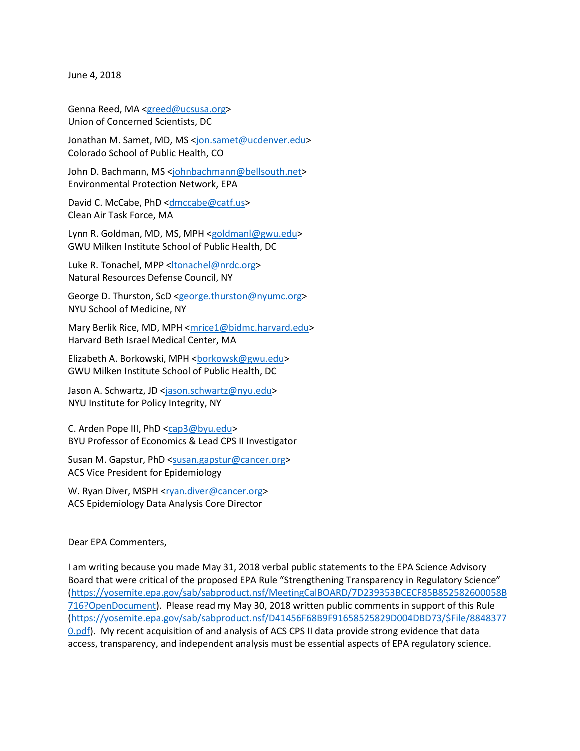June 4, 2018

Genna Reed, MA <greed@ucsusa.org>
Union of Concerned Scientists, DC

Jonathan M. Samet, MD, MS <jon.samet@ucdenver.edu>
Colorado School of Public Health, CO

John D. Bachmann, MS <johnbachmann@bellsouth.net>
Environmental Protection Network, EPA

David C. McCabe, PhD <dmccabe@catf.us>
Clean Air Task Force, MA

Lynn R. Goldman, MD, MS, MPH <goldmanl@gwu.edu>
GWU Milken Institute School of Public Health, DC

Luke R. Tonachel, MPP <ltonachel@nrdc.org>
Natural Resources Defense Council, NY

George D. Thurston, ScD <george.thurston@nyumc.org>
NYU School of Medicine, NY

Mary Berlik Rice, MD, MPH <mrice1@bidmc.harvard.edu>
Harvard Beth Israel Medical Center, MA

Elizabeth A. Borkowski, MPH <borkowsk@gwu.edu>
GWU Milken Institute School of Public Health, DC

Jason A. Schwartz, JD <jason.schwartz@nyu.edu>
NYU Institute for Policy Integrity, NY

C. Arden Pope III, PhD <cap3@byu.edu>
BYU Professor of Economics & Lead CPS II Investigator

Susan M. Gapstur, PhD <susan.gapstur@cancer.org>
ACS Vice President for Epidemiology

W. Ryan Diver, MSPH <ryan.diver@cancer.org>
ACS Epidemiology Data Analysis Core Director

Dear EPA Commenters,

I am writing because you made May 31, 2018 verbal public statements to the EPA Science Advisory Board that were critical of the proposed EPA Rule "Strengthening Transparency in Regulatory Science" (https://yosemite.epa.gov/sab/sabproduct.nsf/MeetingCalBOARD/7D239353BCECF85B852582600058B716?OpenDocument). Please read my May 30, 2018 written public comments in support of this Rule (https://yosemite.epa.gov/sab/sabproduct.nsf/D41456F68B9F91658525829D004DBD73/$File/88483770.pdf). My recent acquisition of and analysis of ACS CPS II data provide strong evidence that data access, transparency, and independent analysis must be essential aspects of EPA regulatory science.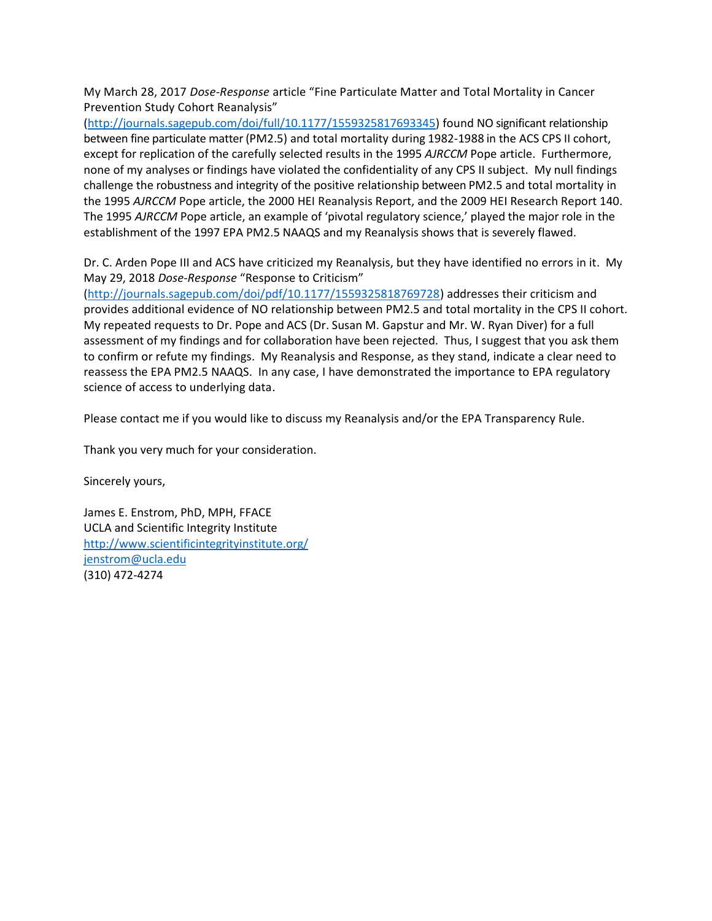My March 28, 2017 *Dose-Response* article "Fine Particulate Matter and Total Mortality in Cancer Prevention Study Cohort Reanalysis" (http://journals.sagepub.com/doi/full/10.1177/1559325817693345) found NO significant relationship between fine particulate matter (PM2.5) and total mortality during 1982-1988 in the ACS CPS II cohort, except for replication of the carefully selected results in the 1995 *AJRCCM* Pope article. Furthermore, none of my analyses or findings have violated the confidentiality of any CPS II subject. My null findings challenge the robustness and integrity of the positive relationship between PM2.5 and total mortality in the 1995 *AJRCCM* Pope article, the 2000 HEI Reanalysis Report, and the 2009 HEI Research Report 140. The 1995 *AJRCCM* Pope article, an example of 'pivotal regulatory science,' played the major role in the establishment of the 1997 EPA PM2.5 NAAQS and my Reanalysis shows that is severely flawed.

Dr. C. Arden Pope III and ACS have criticized my Reanalysis, but they have identified no errors in it. My May 29, 2018 *Dose-Response* "Response to Criticism" (http://journals.sagepub.com/doi/pdf/10.1177/1559325818769728) addresses their criticism and provides additional evidence of NO relationship between PM2.5 and total mortality in the CPS II cohort. My repeated requests to Dr. Pope and ACS (Dr. Susan M. Gapstur and Mr. W. Ryan Diver) for a full assessment of my findings and for collaboration have been rejected. Thus, I suggest that you ask them to confirm or refute my findings. My Reanalysis and Response, as they stand, indicate a clear need to reassess the EPA PM2.5 NAAQS. In any case, I have demonstrated the importance to EPA regulatory science of access to underlying data.

Please contact me if you would like to discuss my Reanalysis and/or the EPA Transparency Rule.

Thank you very much for your consideration.

Sincerely yours,

James E. Enstrom, PhD, MPH, FFACE
UCLA and Scientific Integrity Institute
http://www.scientificintegrityinstitute.org/
jenstrom@ucla.edu
(310) 472-4274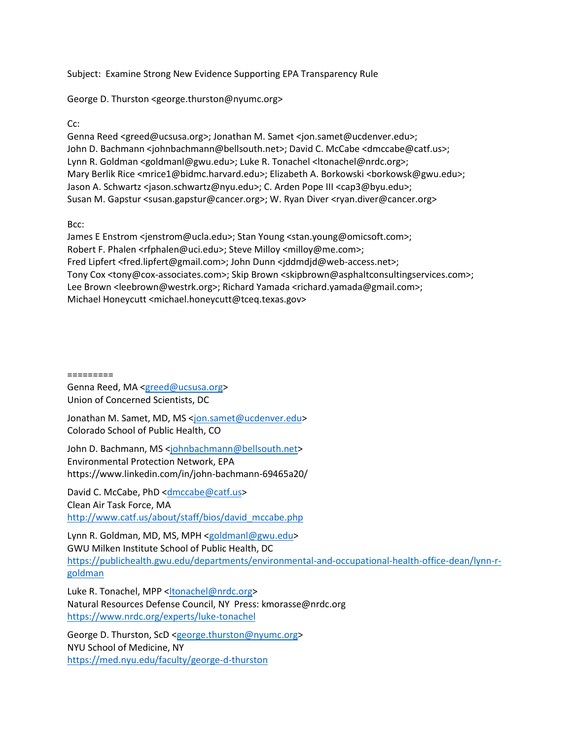Subject: Examine Strong New Evidence Supporting EPA Transparency Rule

George D. Thurston <george.thurston@nyumc.org>

Cc:
Genna Reed <greed@ucsusa.org>; Jonathan M. Samet <jon.samet@ucdenver.edu>;
John D. Bachmann <johnbachmann@bellsouth.net>; David C. McCabe <dmccabe@catf.us>;
Lynn R. Goldman <goldmanl@gwu.edu>; Luke R. Tonachel <ltonachel@nrdc.org>;
Mary Berlik Rice <mrice1@bidmc.harvard.edu>; Elizabeth A. Borkowski <borkowsk@gwu.edu>;
Jason A. Schwartz <jason.schwartz@nyu.edu>; C. Arden Pope III <cap3@byu.edu>;
Susan M. Gapstur <susan.gapstur@cancer.org>; W. Ryan Diver <ryan.diver@cancer.org>

Bcc:
James E Enstrom <jenstrom@ucla.edu>; Stan Young <stan.young@omicsoft.com>;
Robert F. Phalen <rfphalen@uci.edu>; Steve Milloy <milloy@me.com>;
Fred Lipfert <fred.lipfert@gmail.com>; John Dunn <jddmdjd@web-access.net>;
Tony Cox <tony@cox-associates.com>; Skip Brown <skipbrown@asphaltconsultingservices.com>;
Lee Brown <leebrown@westrk.org>; Richard Yamada <richard.yamada@gmail.com>;
Michael Honeycutt <michael.honeycutt@tceq.texas.gov>

=========

Genna Reed, MA <greed@ucsusa.org>
Union of Concerned Scientists, DC

Jonathan M. Samet, MD, MS <jon.samet@ucdenver.edu>
Colorado School of Public Health, CO

John D. Bachmann, MS <johnbachmann@bellsouth.net>
Environmental Protection Network, EPA
https://www.linkedin.com/in/john-bachmann-69465a20/

David C. McCabe, PhD <dmccabe@catf.us>
Clean Air Task Force, MA
http://www.catf.us/about/staff/bios/david_mccabe.php

Lynn R. Goldman, MD, MS, MPH <goldmanl@gwu.edu>
GWU Milken Institute School of Public Health, DC
https://publichealth.gwu.edu/departments/environmental-and-occupational-health-office-dean/lynn-r-goldman

Luke R. Tonachel, MPP <ltonachel@nrdc.org>
Natural Resources Defense Council, NY Press: kmorasse@nrdc.org
https://www.nrdc.org/experts/luke-tonachel

George D. Thurston, ScD <george.thurston@nyumc.org>
NYU School of Medicine, NY
https://med.nyu.edu/faculty/george-d-thurston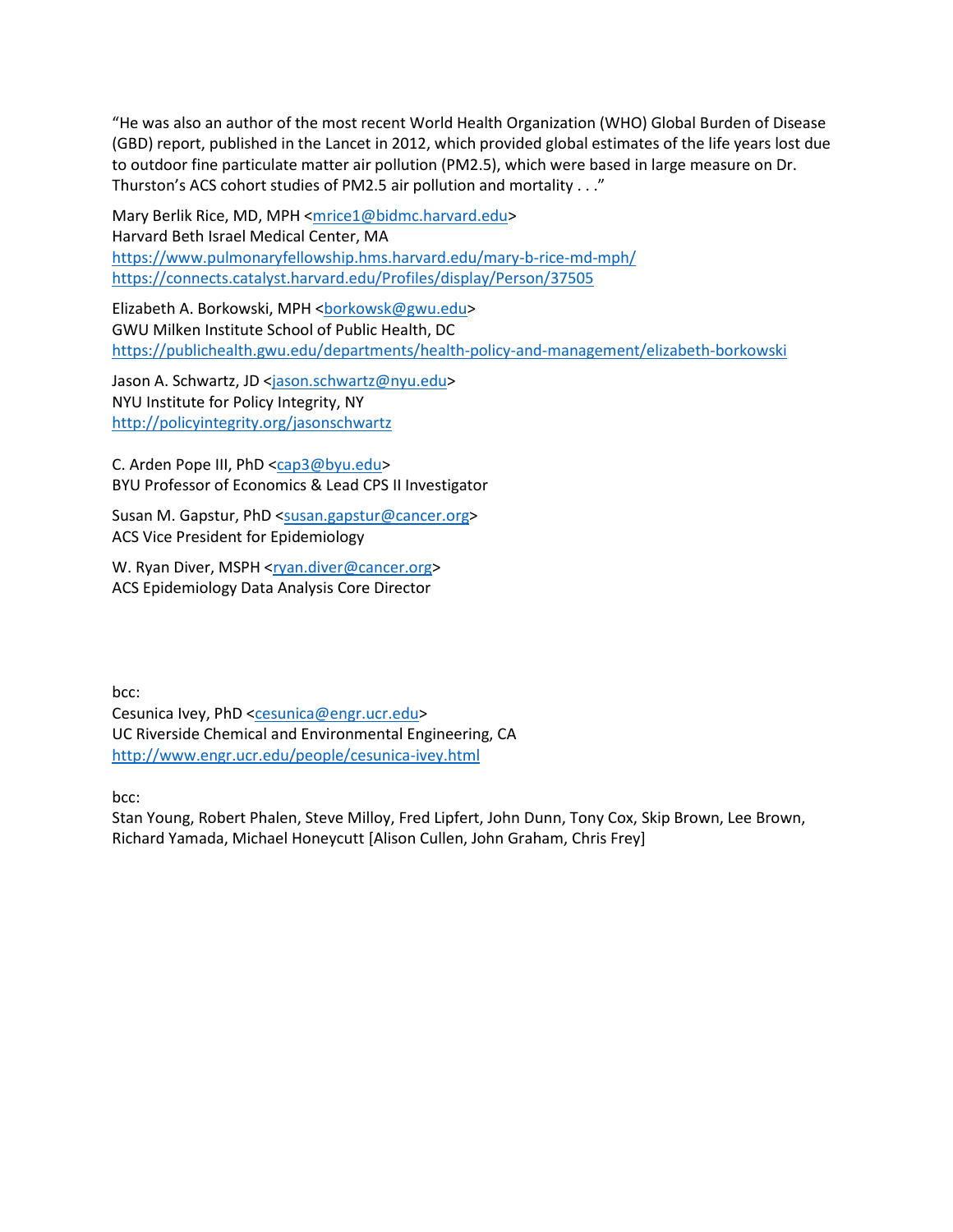"He was also an author of the most recent World Health Organization (WHO) Global Burden of Disease (GBD) report, published in the Lancet in 2012, which provided global estimates of the life years lost due to outdoor fine particulate matter air pollution (PM2.5), which were based in large measure on Dr. Thurston's ACS cohort studies of PM2.5 air pollution and mortality . . ."

Mary Berlik Rice, MD, MPH <mrice1@bidmc.harvard.edu>
Harvard Beth Israel Medical Center, MA
https://www.pulmonaryfellowship.hms.harvard.edu/mary-b-rice-md-mph/
https://connects.catalyst.harvard.edu/Profiles/display/Person/37505

Elizabeth A. Borkowski, MPH <borkowsk@gwu.edu>
GWU Milken Institute School of Public Health, DC
https://publichealth.gwu.edu/departments/health-policy-and-management/elizabeth-borkowski

Jason A. Schwartz, JD <jason.schwartz@nyu.edu>
NYU Institute for Policy Integrity, NY
http://policyintegrity.org/jasonschwartz

C. Arden Pope III, PhD <cap3@byu.edu>
BYU Professor of Economics & Lead CPS II Investigator

Susan M. Gapstur, PhD <susan.gapstur@cancer.org>
ACS Vice President for Epidemiology

W. Ryan Diver, MSPH <ryan.diver@cancer.org>
ACS Epidemiology Data Analysis Core Director

bcc:
Cesunica Ivey, PhD <cesunica@engr.ucr.edu>
UC Riverside Chemical and Environmental Engineering, CA
http://www.engr.ucr.edu/people/cesunica-ivey.html

bcc:
Stan Young, Robert Phalen, Steve Milloy, Fred Lipfert, John Dunn, Tony Cox, Skip Brown, Lee Brown, Richard Yamada, Michael Honeycutt [Alison Cullen, John Graham, Chris Frey]